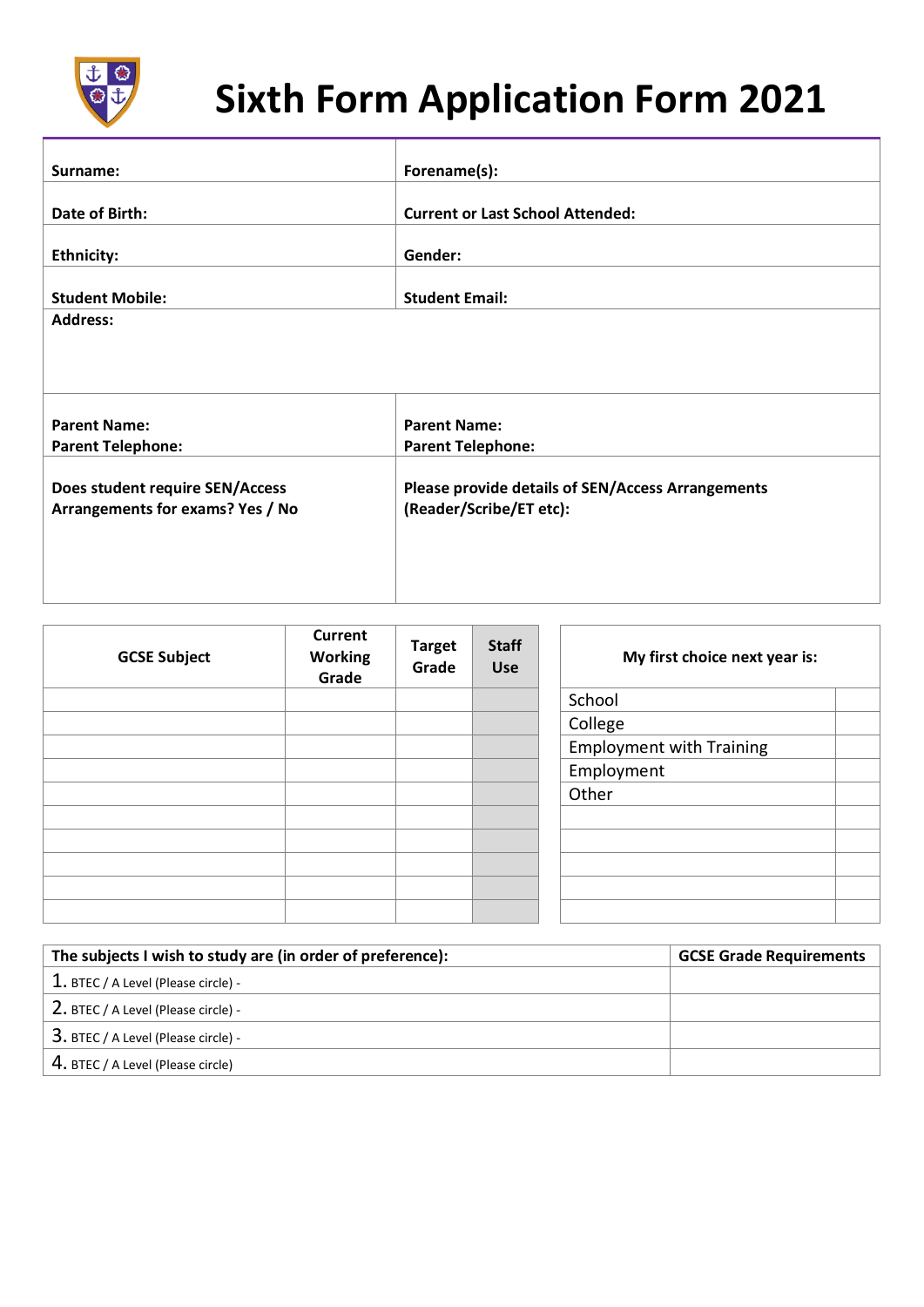# Sixth Form Application Form 2021

| Surname: | Forename(s): |
|---|---|
| Date of Birth: | Current or Last School Attended: |
| Ethnicity: | Gender: |
| Student Mobile: | Student Email: |
| Address: | |
| Parent Name:<br>Parent Telephone: | Parent Name:<br>Parent Telephone: |
| Does student require SEN/Access Arrangements for exams? Yes / No | Please provide details of SEN/Access Arrangements (Reader/Scribe/ET etc): |

| GCSE Subject | Current Working Grade | Target Grade | Staff Use |
|---|---|---|---|
| | | | |
| | | | |
| | | | |
| | | | |
| | | | |
| | | | |
| | | | |
| | | | |
| | | | |
| | | | |

| My first choice next year is: | |
|---|---|
| School | |
| College | |
| Employment with Training | |
| Employment | |
| Other | |
| | |
| | |
| | |
| | |
| | |

| The subjects I wish to study are (in order of preference): | GCSE Grade Requirements |
|---|---|
| 1. BTEC / A Level (Please circle) - | |
| 2. BTEC / A Level (Please circle) - | |
| 3. BTEC / A Level (Please circle) - | |
| 4. BTEC / A Level (Please circle) | |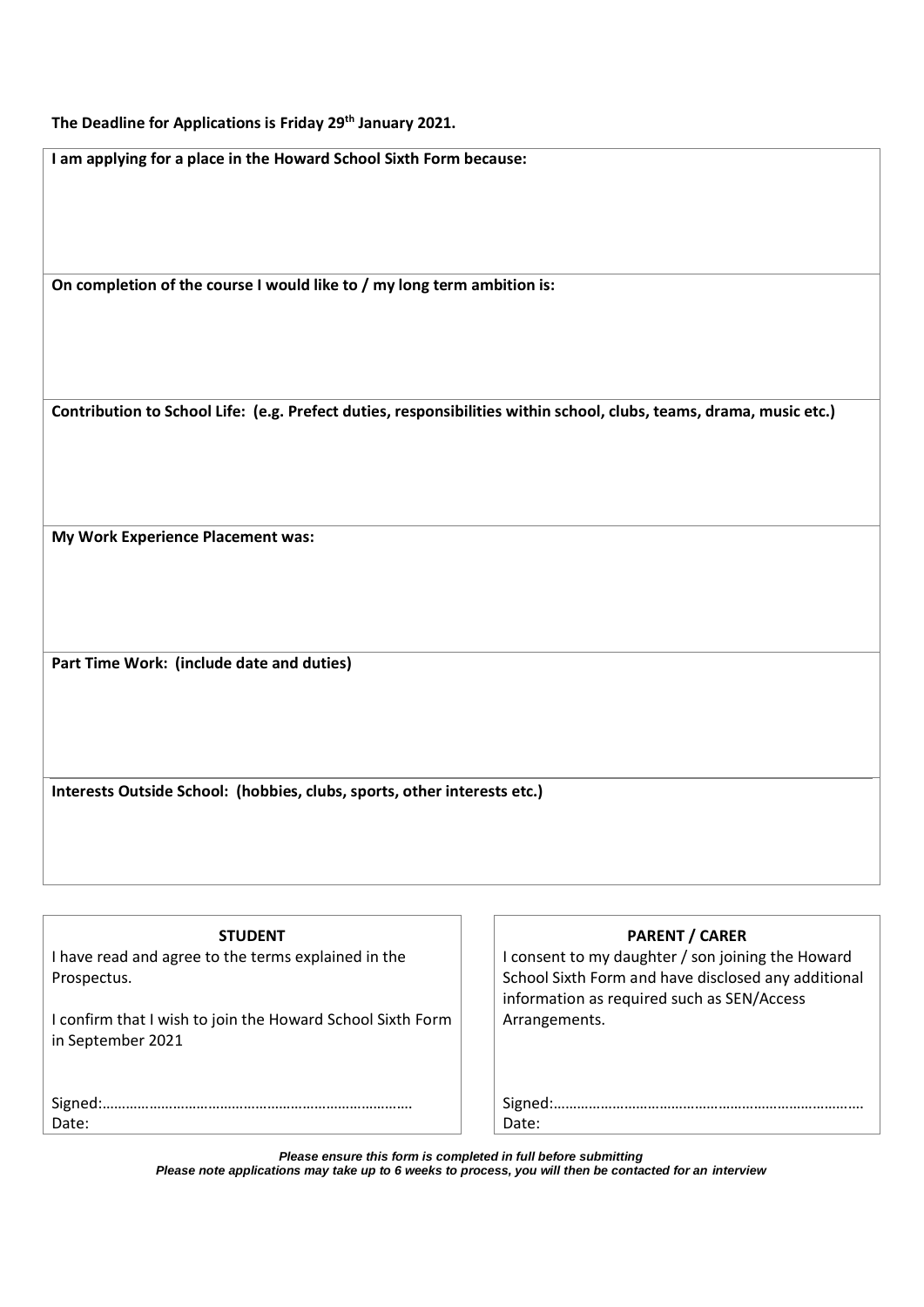**The Deadline for Applications is Friday 29th January 2021.**

**I am applying for a place in the Howard School Sixth Form because:**

**On completion of the course I would like to / my long term ambition is:**

**Contribution to School Life: (e.g. Prefect duties, responsibilities within school, clubs, teams, drama, music etc.)**

**My Work Experience Placement was:**

**Part Time Work: (include date and duties)**

**Interests Outside School: (hobbies, clubs, sports, other interests etc.)**

**STUDENT**

I have read and agree to the terms explained in the Prospectus.

I confirm that I wish to join the Howard School Sixth Form in September 2021

Signed:…………………………………………………………………

Date:

**PARENT / CARER**

I consent to my daughter / son joining the Howard School Sixth Form and have disclosed any additional information as required such as SEN/Access Arrangements.

Signed:…………………………………………………………………

Date:

***Please ensure this form is completed in full before submitting***

***Please note applications may take up to 6 weeks to process, you will then be contacted for an interview***